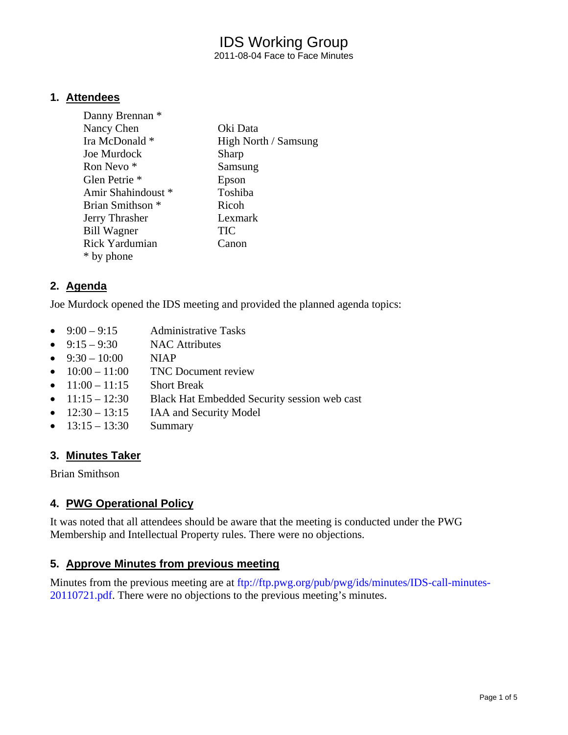# IDS Working Group

2011-08-04 Face to Face Minutes

## 1. Attendees

| | |
|---|---|
| Danny Brennan * | |
| Nancy Chen | Oki Data |
| Ira McDonald * | High North / Samsung |
| Joe Murdock | Sharp |
| Ron Nevo * | Samsung |
| Glen Petrie * | Epson |
| Amir Shahindoust * | Toshiba |
| Brian Smithson * | Ricoh |
| Jerry Thrasher | Lexmark |
| Bill Wagner | TIC |
| Rick Yardumian | Canon |
| * by phone | |

## 2. Agenda

Joe Murdock opened the IDS meeting and provided the planned agenda topics:

- 9:00 – 9:15 Administrative Tasks
- 9:15 – 9:30 NAC Attributes
- 9:30 – 10:00 NIAP
- 10:00 – 11:00 TNC Document review
- 11:00 – 11:15 Short Break
- 11:15 – 12:30 Black Hat Embedded Security session web cast
- 12:30 – 13:15 IAA and Security Model
- 13:15 – 13:30 Summary

## 3. Minutes Taker

Brian Smithson

## 4. PWG Operational Policy

It was noted that all attendees should be aware that the meeting is conducted under the PWG Membership and Intellectual Property rules. There were no objections.

## 5. Approve Minutes from previous meeting

Minutes from the previous meeting are at ftp://ftp.pwg.org/pub/pwg/ids/minutes/IDS-call-minutes-20110721.pdf. There were no objections to the previous meeting's minutes.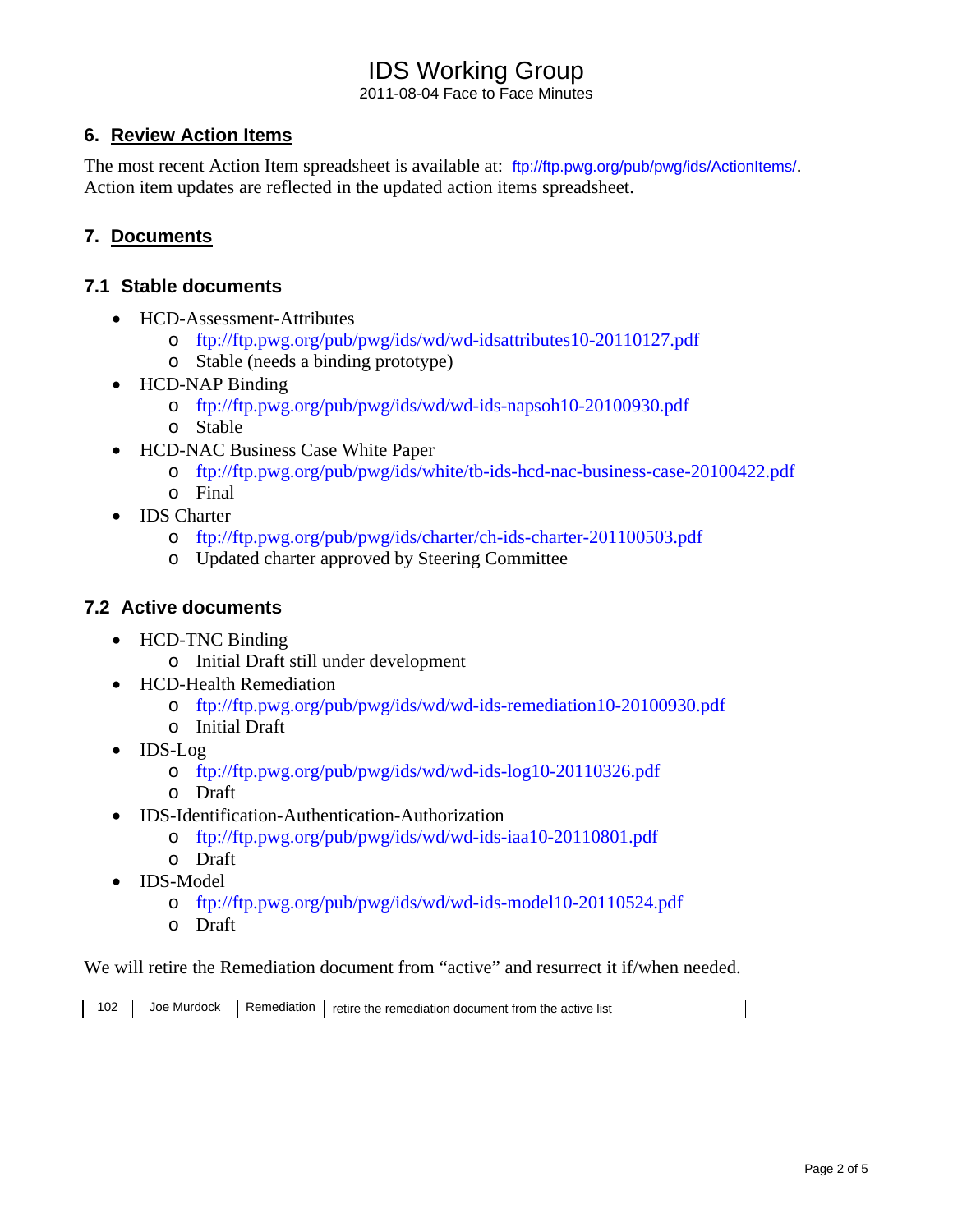## 6. Review Action Items

The most recent Action Item spreadsheet is available at: ftp://ftp.pwg.org/pub/pwg/ids/ActionItems/. Action item updates are reflected in the updated action items spreadsheet.

## 7. Documents

### 7.1 Stable documents

- HCD-Assessment-Attributes
  - ftp://ftp.pwg.org/pub/pwg/ids/wd/wd-idsattributes10-20110127.pdf
  - Stable (needs a binding prototype)
- HCD-NAP Binding
  - ftp://ftp.pwg.org/pub/pwg/ids/wd/wd-ids-napsoh10-20100930.pdf
  - Stable
- HCD-NAC Business Case White Paper
  - ftp://ftp.pwg.org/pub/pwg/ids/white/tb-ids-hcd-nac-business-case-20100422.pdf
  - Final
- IDS Charter
  - ftp://ftp.pwg.org/pub/pwg/ids/charter/ch-ids-charter-201100503.pdf
  - Updated charter approved by Steering Committee

### 7.2 Active documents

- HCD-TNC Binding
  - Initial Draft still under development
- HCD-Health Remediation
  - ftp://ftp.pwg.org/pub/pwg/ids/wd/wd-ids-remediation10-20100930.pdf
  - Initial Draft
- IDS-Log
  - ftp://ftp.pwg.org/pub/pwg/ids/wd/wd-ids-log10-20110326.pdf
  - Draft
- IDS-Identification-Authentication-Authorization
  - ftp://ftp.pwg.org/pub/pwg/ids/wd/wd-ids-iaa10-20110801.pdf
  - Draft
- IDS-Model
  - ftp://ftp.pwg.org/pub/pwg/ids/wd/wd-ids-model10-20110524.pdf
  - Draft

We will retire the Remediation document from "active" and resurrect it if/when needed.

| 102 | Joe Murdock | Remediation | retire the remediation document from the active list |
|---|---|---|---|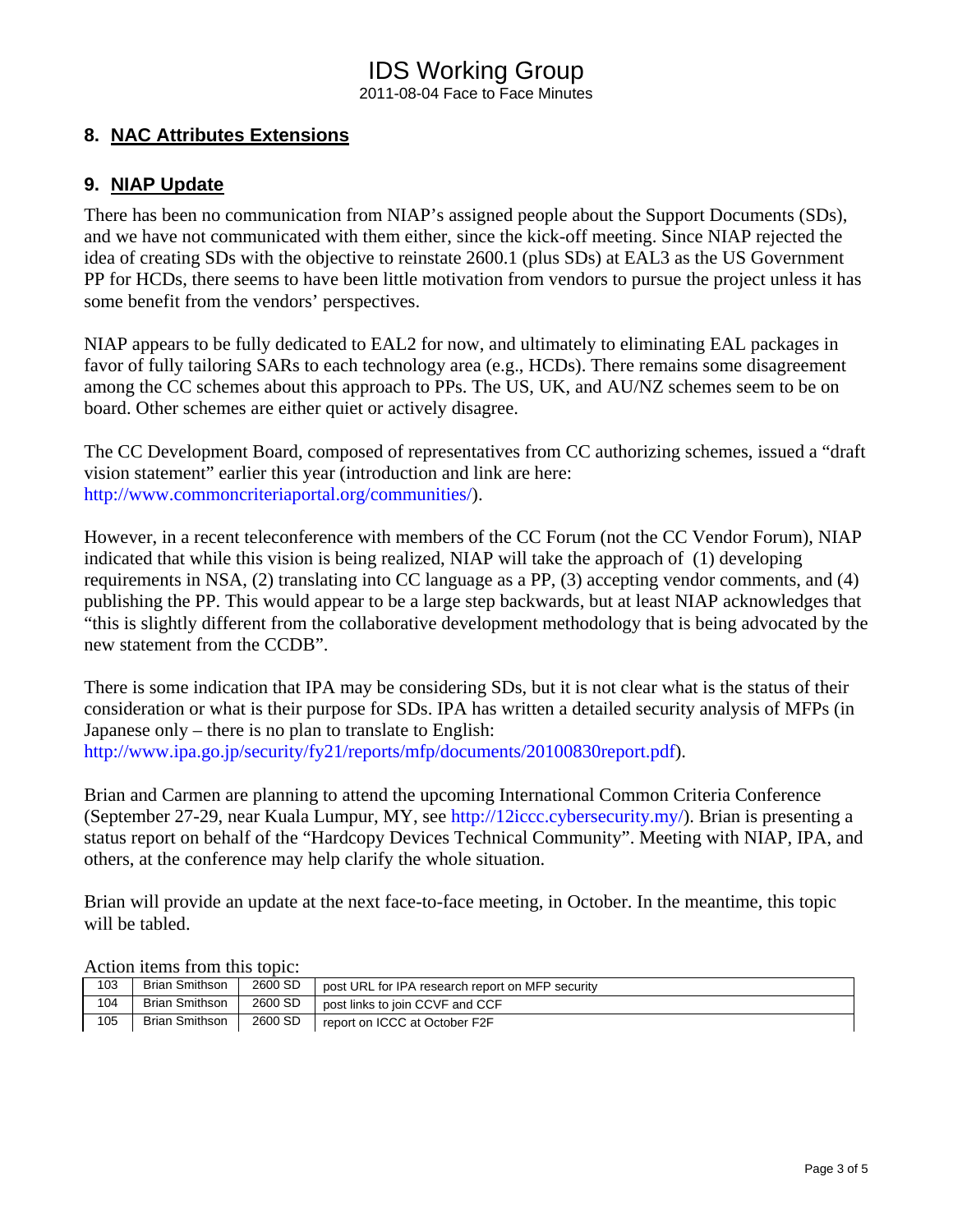## 8. NAC Attributes Extensions

## 9. NIAP Update

There has been no communication from NIAP's assigned people about the Support Documents (SDs), and we have not communicated with them either, since the kick-off meeting. Since NIAP rejected the idea of creating SDs with the objective to reinstate 2600.1 (plus SDs) at EAL3 as the US Government PP for HCDs, there seems to have been little motivation from vendors to pursue the project unless it has some benefit from the vendors' perspectives.

NIAP appears to be fully dedicated to EAL2 for now, and ultimately to eliminating EAL packages in favor of fully tailoring SARs to each technology area (e.g., HCDs). There remains some disagreement among the CC schemes about this approach to PPs. The US, UK, and AU/NZ schemes seem to be on board. Other schemes are either quiet or actively disagree.

The CC Development Board, composed of representatives from CC authorizing schemes, issued a "draft vision statement" earlier this year (introduction and link are here: http://www.commoncriteriaportal.org/communities/).

However, in a recent teleconference with members of the CC Forum (not the CC Vendor Forum), NIAP indicated that while this vision is being realized, NIAP will take the approach of (1) developing requirements in NSA, (2) translating into CC language as a PP, (3) accepting vendor comments, and (4) publishing the PP. This would appear to be a large step backwards, but at least NIAP acknowledges that "this is slightly different from the collaborative development methodology that is being advocated by the new statement from the CCDB".

There is some indication that IPA may be considering SDs, but it is not clear what is the status of their consideration or what is their purpose for SDs. IPA has written a detailed security analysis of MFPs (in Japanese only – there is no plan to translate to English: http://www.ipa.go.jp/security/fy21/reports/mfp/documents/20100830report.pdf).

Brian and Carmen are planning to attend the upcoming International Common Criteria Conference (September 27-29, near Kuala Lumpur, MY, see http://12iccc.cybersecurity.my/). Brian is presenting a status report on behalf of the "Hardcopy Devices Technical Community". Meeting with NIAP, IPA, and others, at the conference may help clarify the whole situation.

Brian will provide an update at the next face-to-face meeting, in October. In the meantime, this topic will be tabled.

Action items from this topic:

| | | | |
|---|---|---|---|
| 103 | Brian Smithson | 2600 SD | post URL for IPA research report on MFP security |
| 104 | Brian Smithson | 2600 SD | post links to join CCVF and CCF |
| 105 | Brian Smithson | 2600 SD | report on ICCC at October F2F |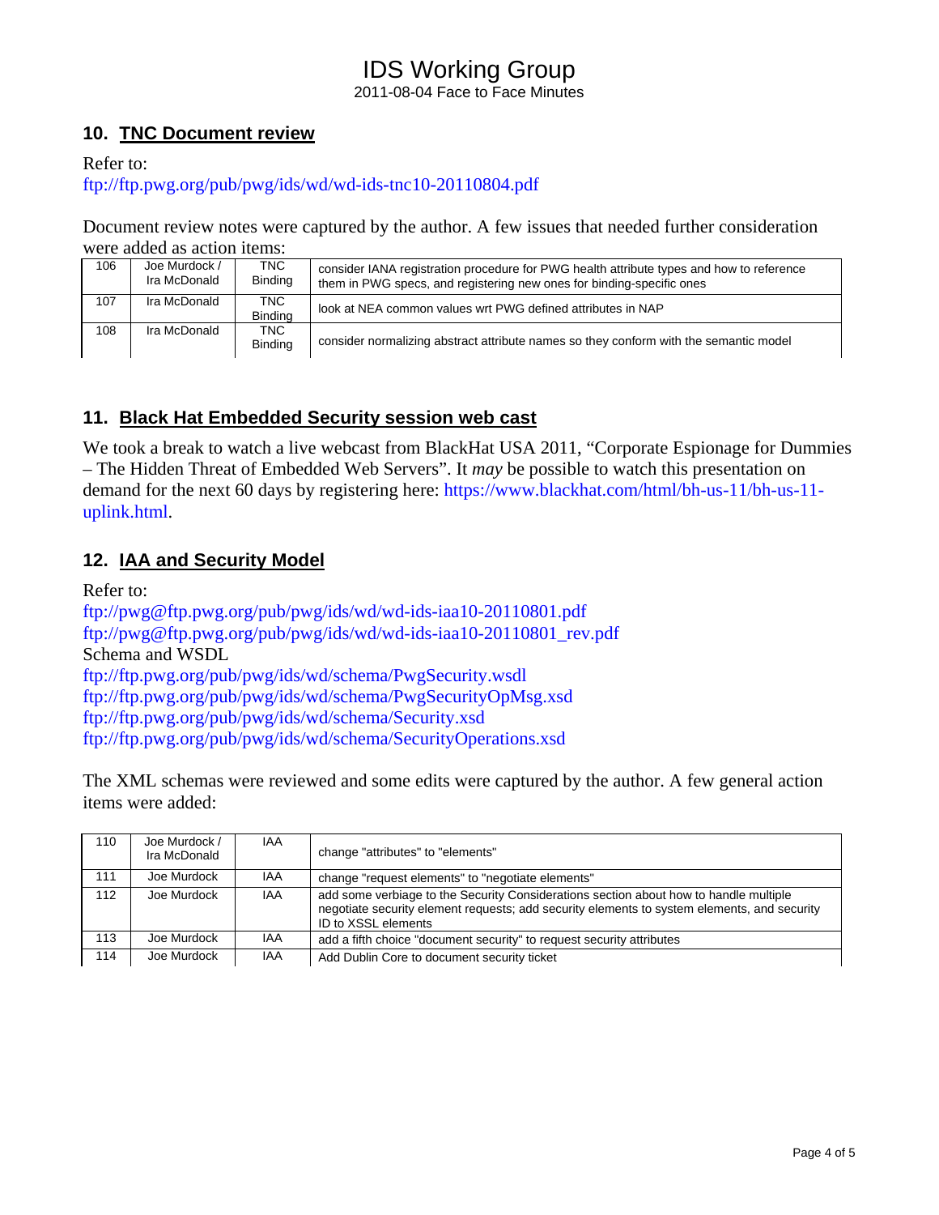## 10. TNC Document review

Refer to:
ftp://ftp.pwg.org/pub/pwg/ids/wd/wd-ids-tnc10-20110804.pdf

Document review notes were captured by the author. A few issues that needed further consideration were added as action items:

| | | | |
|---|---|---|---|
| 106 | Joe Murdock / Ira McDonald | TNC Binding | consider IANA registration procedure for PWG health attribute types and how to reference them in PWG specs, and registering new ones for binding-specific ones |
| 107 | Ira McDonald | TNC Binding | look at NEA common values wrt PWG defined attributes in NAP |
| 108 | Ira McDonald | TNC Binding | consider normalizing abstract attribute names so they conform with the semantic model |

## 11. Black Hat Embedded Security session web cast

We took a break to watch a live webcast from BlackHat USA 2011, "Corporate Espionage for Dummies – The Hidden Threat of Embedded Web Servers". It *may* be possible to watch this presentation on demand for the next 60 days by registering here: https://www.blackhat.com/html/bh-us-11/bh-us-11-uplink.html.

## 12. IAA and Security Model

Refer to:
ftp://pwg@ftp.pwg.org/pub/pwg/ids/wd/wd-ids-iaa10-20110801.pdf
ftp://pwg@ftp.pwg.org/pub/pwg/ids/wd/wd-ids-iaa10-20110801_rev.pdf
Schema and WSDL
ftp://ftp.pwg.org/pub/pwg/ids/wd/schema/PwgSecurity.wsdl
ftp://ftp.pwg.org/pub/pwg/ids/wd/schema/PwgSecurityOpMsg.xsd
ftp://ftp.pwg.org/pub/pwg/ids/wd/schema/Security.xsd
ftp://ftp.pwg.org/pub/pwg/ids/wd/schema/SecurityOperations.xsd

The XML schemas were reviewed and some edits were captured by the author. A few general action items were added:

| | | | |
|---|---|---|---|
| 110 | Joe Murdock / Ira McDonald | IAA | change "attributes" to "elements" |
| 111 | Joe Murdock | IAA | change "request elements" to "negotiate elements" |
| 112 | Joe Murdock | IAA | add some verbiage to the Security Considerations section about how to handle multiple negotiate security element requests; add security elements to system elements, and security ID to XSSL elements |
| 113 | Joe Murdock | IAA | add a fifth choice "document security" to request security attributes |
| 114 | Joe Murdock | IAA | Add Dublin Core to document security ticket |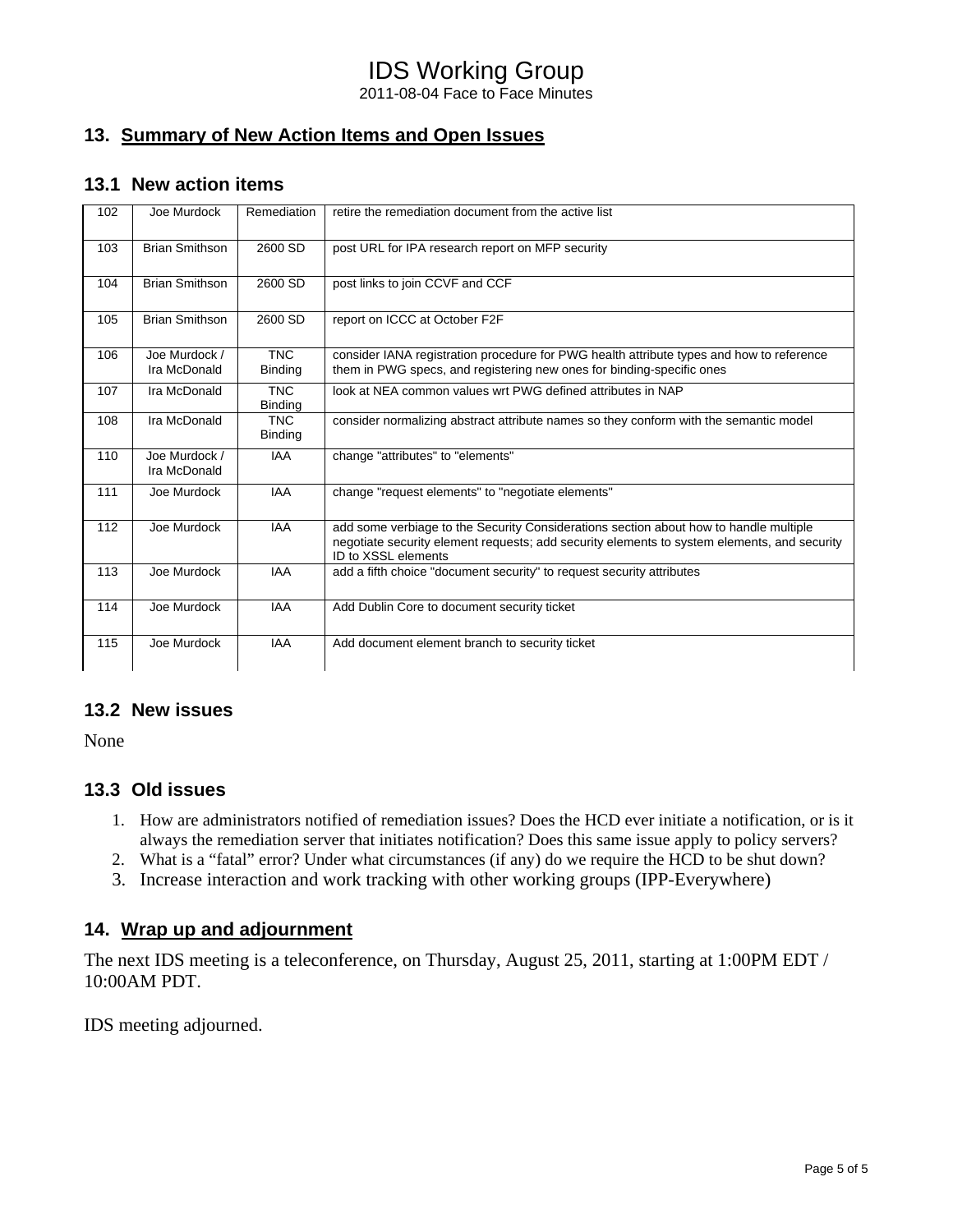## 13. Summary of New Action Items and Open Issues

### 13.1 New action items

| | | | |
|---|---|---|---|
| 102 | Joe Murdock | Remediation | retire the remediation document from the active list |
| 103 | Brian Smithson | 2600 SD | post URL for IPA research report on MFP security |
| 104 | Brian Smithson | 2600 SD | post links to join CCVF and CCF |
| 105 | Brian Smithson | 2600 SD | report on ICCC at October F2F |
| 106 | Joe Murdock / Ira McDonald | TNC Binding | consider IANA registration procedure for PWG health attribute types and how to reference them in PWG specs, and registering new ones for binding-specific ones |
| 107 | Ira McDonald | TNC Binding | look at NEA common values wrt PWG defined attributes in NAP |
| 108 | Ira McDonald | TNC Binding | consider normalizing abstract attribute names so they conform with the semantic model |
| 110 | Joe Murdock / Ira McDonald | IAA | change "attributes" to "elements" |
| 111 | Joe Murdock | IAA | change "request elements" to "negotiate elements" |
| 112 | Joe Murdock | IAA | add some verbiage to the Security Considerations section about how to handle multiple negotiate security element requests; add security elements to system elements, and security ID to XSSL elements |
| 113 | Joe Murdock | IAA | add a fifth choice "document security" to request security attributes |
| 114 | Joe Murdock | IAA | Add Dublin Core to document security ticket |
| 115 | Joe Murdock | IAA | Add document element branch to security ticket |

### 13.2 New issues

None

### 13.3 Old issues

1. How are administrators notified of remediation issues? Does the HCD ever initiate a notification, or is it always the remediation server that initiates notification? Does this same issue apply to policy servers?
2. What is a "fatal" error? Under what circumstances (if any) do we require the HCD to be shut down?
3. Increase interaction and work tracking with other working groups (IPP-Everywhere)

## 14. Wrap up and adjournment

The next IDS meeting is a teleconference, on Thursday, August 25, 2011, starting at 1:00PM EDT / 10:00AM PDT.

IDS meeting adjourned.